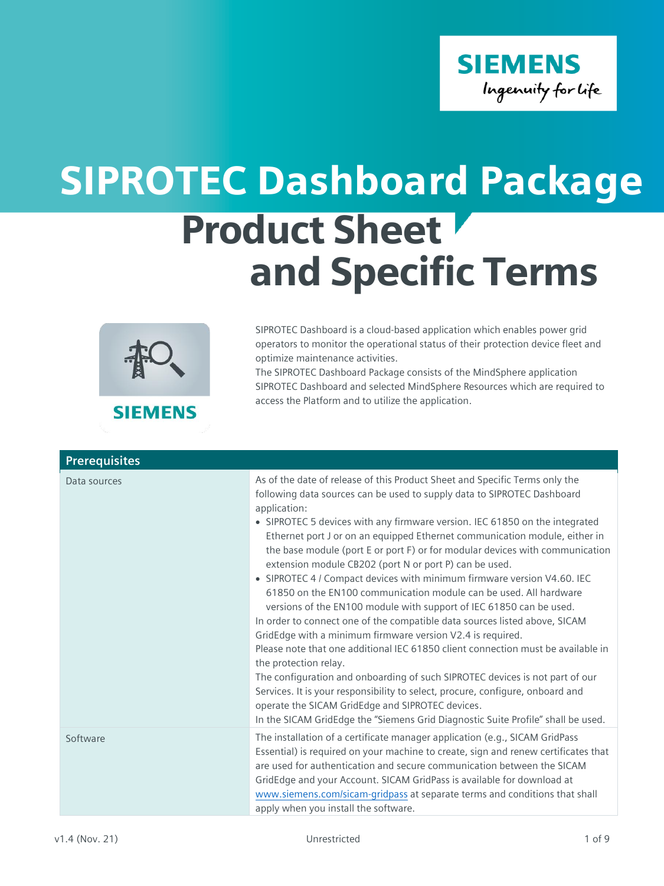# SIPROTEC Dashboard Package

## Product Sheet and Specific Terms

SIPROTEC Dashboard is a cloud-based application which enables power grid operators to monitor the operational status of their protection device fleet and optimize maintenance activities.
The SIPROTEC Dashboard Package consists of the MindSphere application SIPROTEC Dashboard and selected MindSphere Resources which are required to access the Platform and to utilize the application.

| Prerequisites | |
|---|---|
| Data sources | As of the date of release of this Product Sheet and Specific Terms only the following data sources can be used to supply data to SIPROTEC Dashboard application:<br>• SIPROTEC 5 devices with any firmware version. IEC 61850 on the integrated Ethernet port J or on an equipped Ethernet communication module, either in the base module (port E or port F) or for modular devices with communication extension module CB202 (port N or port P) can be used.<br>• SIPROTEC 4 / Compact devices with minimum firmware version V4.60. IEC 61850 on the EN100 communication module can be used. All hardware versions of the EN100 module with support of IEC 61850 can be used.<br>In order to connect one of the compatible data sources listed above, SICAM GridEdge with a minimum firmware version V2.4 is required.<br>Please note that one additional IEC 61850 client connection must be available in the protection relay.<br>The configuration and onboarding of such SIPROTEC devices is not part of our Services. It is your responsibility to select, procure, configure, onboard and operate the SICAM GridEdge and SIPROTEC devices.<br>In the SICAM GridEdge the "Siemens Grid Diagnostic Suite Profile" shall be used. |
| Software | The installation of a certificate manager application (e.g., SICAM GridPass Essential) is required on your machine to create, sign and renew certificates that are used for authentication and secure communication between the SICAM GridEdge and your Account. SICAM GridPass is available for download at www.siemens.com/sicam-gridpass at separate terms and conditions that shall apply when you install the software. |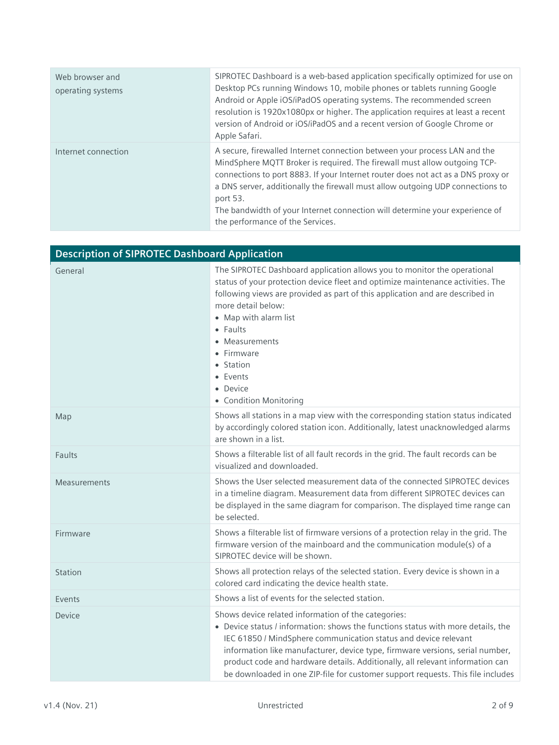| | |
|---|---|
| Web browser and operating systems | SIPROTEC Dashboard is a web-based application specifically optimized for use on Desktop PCs running Windows 10, mobile phones or tablets running Google Android or Apple iOS/iPadOS operating systems. The recommended screen resolution is 1920x1080px or higher. The application requires at least a recent version of Android or iOS/iPadOS and a recent version of Google Chrome or Apple Safari. |
| Internet connection | A secure, firewalled Internet connection between your process LAN and the MindSphere MQTT Broker is required. The firewall must allow outgoing TCP-connections to port 8883. If your Internet router does not act as a DNS proxy or a DNS server, additionally the firewall must allow outgoing UDP connections to port 53.<br>The bandwidth of your Internet connection will determine your experience of the performance of the Services. |

| Description of SIPROTEC Dashboard Application | |
|---|---|
| General | The SIPROTEC Dashboard application allows you to monitor the operational status of your protection device fleet and optimize maintenance activities. The following views are provided as part of this application and are described in more detail below:<br>• Map with alarm list<br>• Faults<br>• Measurements<br>• Firmware<br>• Station<br>• Events<br>• Device<br>• Condition Monitoring |
| Map | Shows all stations in a map view with the corresponding station status indicated by accordingly colored station icon. Additionally, latest unacknowledged alarms are shown in a list. |
| Faults | Shows a filterable list of all fault records in the grid. The fault records can be visualized and downloaded. |
| Measurements | Shows the User selected measurement data of the connected SIPROTEC devices in a timeline diagram. Measurement data from different SIPROTEC devices can be displayed in the same diagram for comparison. The displayed time range can be selected. |
| Firmware | Shows a filterable list of firmware versions of a protection relay in the grid. The firmware version of the mainboard and the communication module(s) of a SIPROTEC device will be shown. |
| Station | Shows all protection relays of the selected station. Every device is shown in a colored card indicating the device health state. |
| Events | Shows a list of events for the selected station. |
| Device | Shows device related information of the categories:<br>• Device status / information: shows the functions status with more details, the IEC 61850 / MindSphere communication status and device relevant information like manufacturer, device type, firmware versions, serial number, product code and hardware details. Additionally, all relevant information can be downloaded in one ZIP-file for customer support requests. This file includes |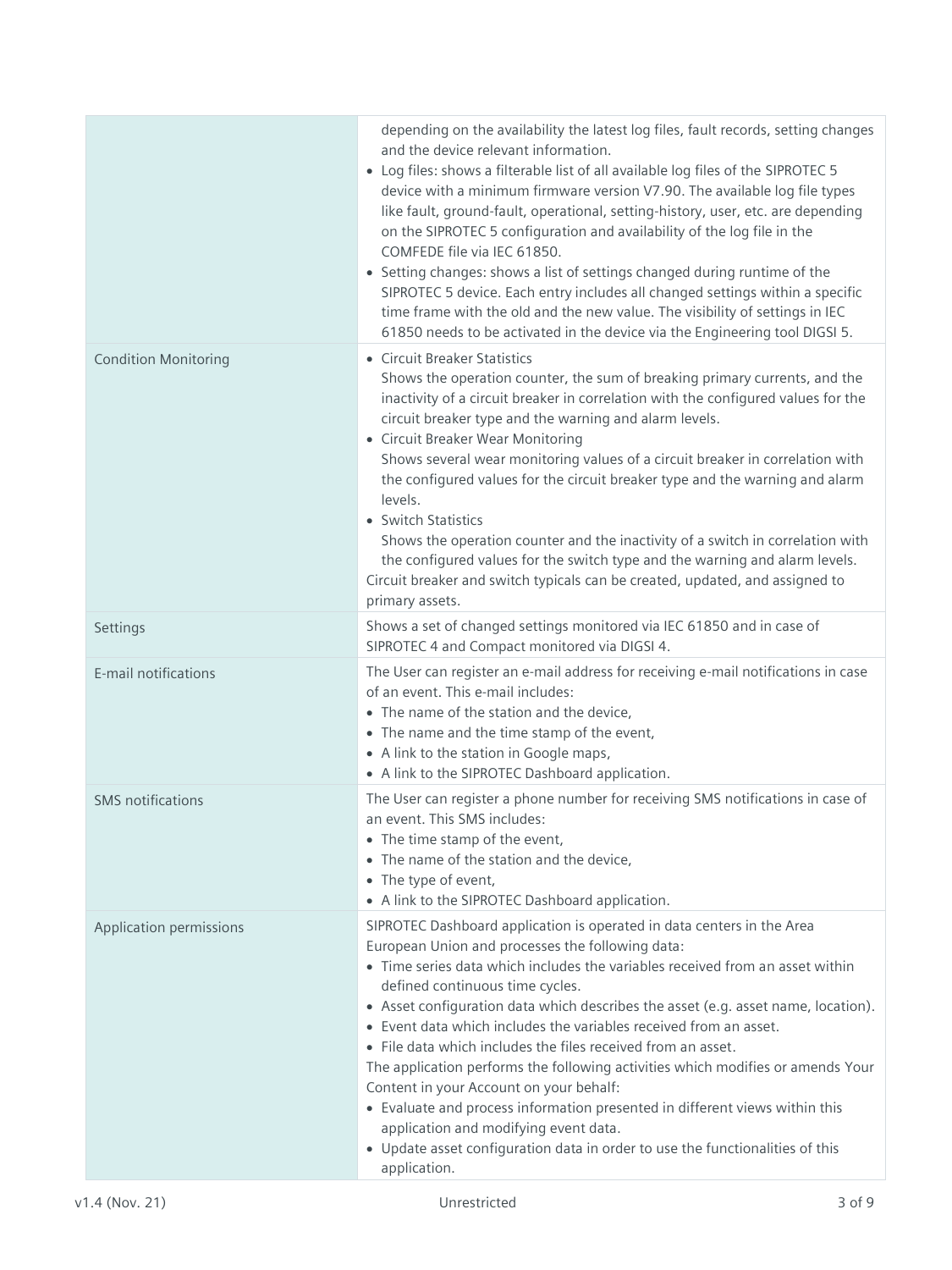| | |
|---|---|
| | depending on the availability the latest log files, fault records, setting changes and the device relevant information.<br>• Log files: shows a filterable list of all available log files of the SIPROTEC 5 device with a minimum firmware version V7.90. The available log file types like fault, ground-fault, operational, setting-history, user, etc. are depending on the SIPROTEC 5 configuration and availability of the log file in the COMFEDE file via IEC 61850.<br>• Setting changes: shows a list of settings changed during runtime of the SIPROTEC 5 device. Each entry includes all changed settings within a specific time frame with the old and the new value. The visibility of settings in IEC 61850 needs to be activated in the device via the Engineering tool DIGSI 5. |
| Condition Monitoring | • Circuit Breaker Statistics<br>Shows the operation counter, the sum of breaking primary currents, and the inactivity of a circuit breaker in correlation with the configured values for the circuit breaker type and the warning and alarm levels.<br>• Circuit Breaker Wear Monitoring<br>Shows several wear monitoring values of a circuit breaker in correlation with the configured values for the circuit breaker type and the warning and alarm levels.<br>• Switch Statistics<br>Shows the operation counter and the inactivity of a switch in correlation with the configured values for the switch type and the warning and alarm levels.<br>Circuit breaker and switch typicals can be created, updated, and assigned to primary assets. |
| Settings | Shows a set of changed settings monitored via IEC 61850 and in case of SIPROTEC 4 and Compact monitored via DIGSI 4. |
| E-mail notifications | The User can register an e-mail address for receiving e-mail notifications in case of an event. This e-mail includes:<br>• The name of the station and the device,<br>• The name and the time stamp of the event,<br>• A link to the station in Google maps,<br>• A link to the SIPROTEC Dashboard application. |
| SMS notifications | The User can register a phone number for receiving SMS notifications in case of an event. This SMS includes:<br>• The time stamp of the event,<br>• The name of the station and the device,<br>• The type of event,<br>• A link to the SIPROTEC Dashboard application. |
| Application permissions | SIPROTEC Dashboard application is operated in data centers in the Area European Union and processes the following data:<br>• Time series data which includes the variables received from an asset within defined continuous time cycles.<br>• Asset configuration data which describes the asset (e.g. asset name, location).<br>• Event data which includes the variables received from an asset.<br>• File data which includes the files received from an asset.<br>The application performs the following activities which modifies or amends Your Content in your Account on your behalf:<br>• Evaluate and process information presented in different views within this application and modifying event data.<br>• Update asset configuration data in order to use the functionalities of this application. |

v1.4 (Nov. 21) Unrestricted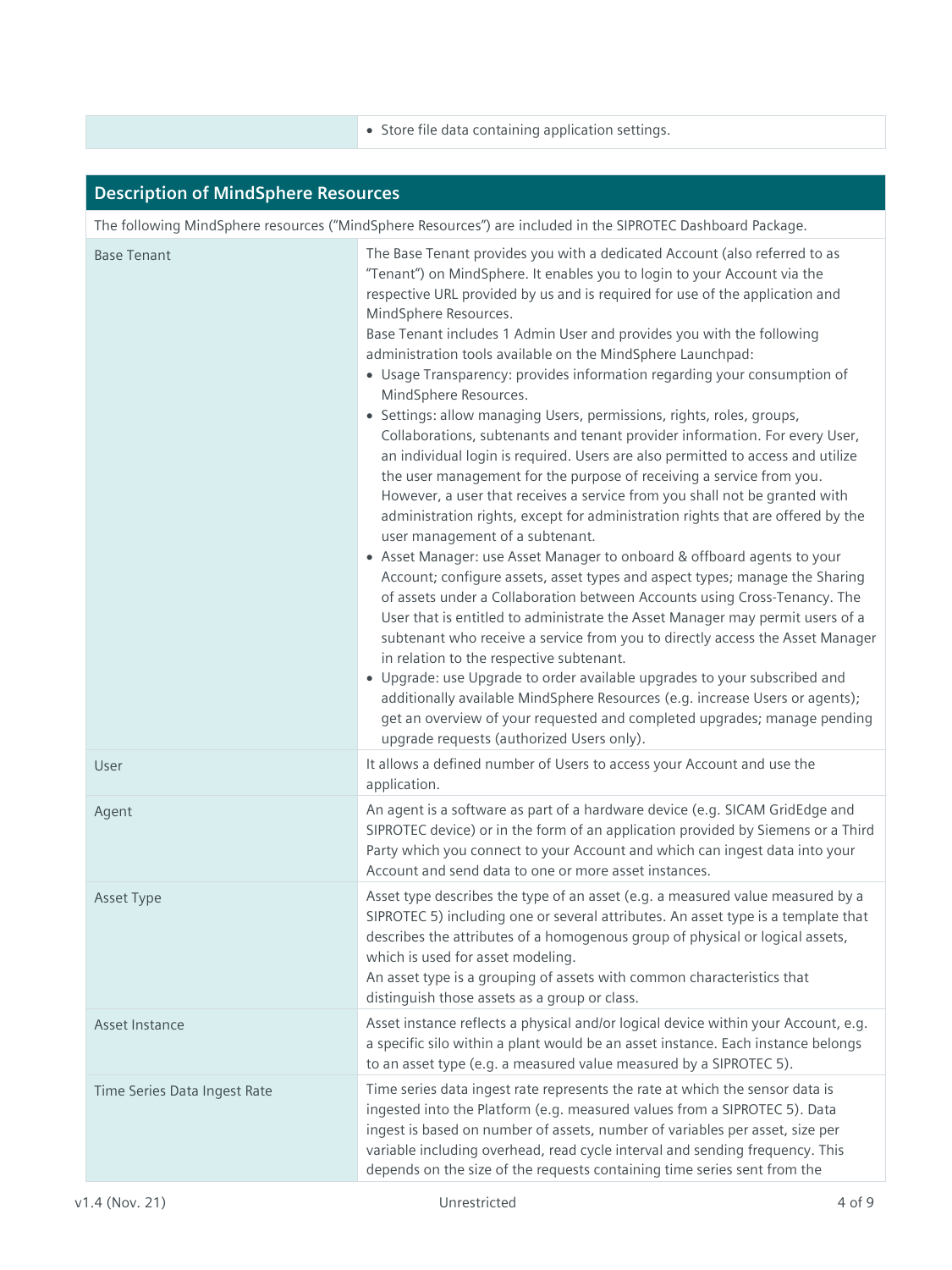| | • Store file data containing application settings. |
|---|---|

## Description of MindSphere Resources

The following MindSphere resources ("MindSphere Resources") are included in the SIPROTEC Dashboard Package.

| | |
|---|---|
| Base Tenant | The Base Tenant provides you with a dedicated Account (also referred to as "Tenant") on MindSphere. It enables you to login to your Account via the respective URL provided by us and is required for use of the application and MindSphere Resources.<br>Base Tenant includes 1 Admin User and provides you with the following administration tools available on the MindSphere Launchpad:<br>• Usage Transparency: provides information regarding your consumption of MindSphere Resources.<br>• Settings: allow managing Users, permissions, rights, roles, groups, Collaborations, subtenants and tenant provider information. For every User, an individual login is required. Users are also permitted to access and utilize the user management for the purpose of receiving a service from you. However, a user that receives a service from you shall not be granted with administration rights, except for administration rights that are offered by the user management of a subtenant.<br>• Asset Manager: use Asset Manager to onboard & offboard agents to your Account; configure assets, asset types and aspect types; manage the Sharing of assets under a Collaboration between Accounts using Cross-Tenancy. The User that is entitled to administrate the Asset Manager may permit users of a subtenant who receive a service from you to directly access the Asset Manager in relation to the respective subtenant.<br>• Upgrade: use Upgrade to order available upgrades to your subscribed and additionally available MindSphere Resources (e.g. increase Users or agents); get an overview of your requested and completed upgrades; manage pending upgrade requests (authorized Users only). |
| User | It allows a defined number of Users to access your Account and use the application. |
| Agent | An agent is a software as part of a hardware device (e.g. SICAM GridEdge and SIPROTEC device) or in the form of an application provided by Siemens or a Third Party which you connect to your Account and which can ingest data into your Account and send data to one or more asset instances. |
| Asset Type | Asset type describes the type of an asset (e.g. a measured value measured by a SIPROTEC 5) including one or several attributes. An asset type is a template that describes the attributes of a homogenous group of physical or logical assets, which is used for asset modeling.<br>An asset type is a grouping of assets with common characteristics that distinguish those assets as a group or class. |
| Asset Instance | Asset instance reflects a physical and/or logical device within your Account, e.g. a specific silo within a plant would be an asset instance. Each instance belongs to an asset type (e.g. a measured value measured by a SIPROTEC 5). |
| Time Series Data Ingest Rate | Time series data ingest rate represents the rate at which the sensor data is ingested into the Platform (e.g. measured values from a SIPROTEC 5). Data ingest is based on number of assets, number of variables per asset, size per variable including overhead, read cycle interval and sending frequency. This depends on the size of the requests containing time series sent from the |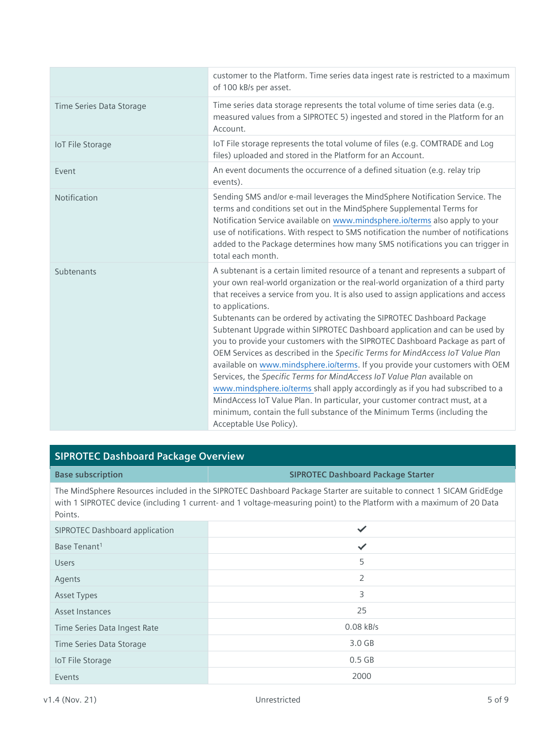| | |
|---|---|
| | customer to the Platform. Time series data ingest rate is restricted to a maximum of 100 kB/s per asset. |
| Time Series Data Storage | Time series data storage represents the total volume of time series data (e.g. measured values from a SIPROTEC 5) ingested and stored in the Platform for an Account. |
| IoT File Storage | IoT File storage represents the total volume of files (e.g. COMTRADE and Log files) uploaded and stored in the Platform for an Account. |
| Event | An event documents the occurrence of a defined situation (e.g. relay trip events). |
| Notification | Sending SMS and/or e-mail leverages the MindSphere Notification Service. The terms and conditions set out in the MindSphere Supplemental Terms for Notification Service available on www.mindsphere.io/terms also apply to your use of notifications. With respect to SMS notification the number of notifications added to the Package determines how many SMS notifications you can trigger in total each month. |
| Subtenants | A subtenant is a certain limited resource of a tenant and represents a subpart of your own real-world organization or the real-world organization of a third party that receives a service from you. It is also used to assign applications and access to applications.<br>Subtenants can be ordered by activating the SIPROTEC Dashboard Package Subtenant Upgrade within SIPROTEC Dashboard application and can be used by you to provide your customers with the SIPROTEC Dashboard Package as part of OEM Services as described in the *Specific Terms for MindAccess IoT Value Plan* available on www.mindsphere.io/terms. If you provide your customers with OEM Services, the *Specific Terms for MindAccess IoT Value Plan* available on www.mindsphere.io/terms shall apply accordingly as if you had subscribed to a MindAccess IoT Value Plan. In particular, your customer contract must, at a minimum, contain the full substance of the Minimum Terms (including the Acceptable Use Policy). |

## SIPROTEC Dashboard Package Overview

| **Base subscription** | **SIPROTEC Dashboard Package Starter** |
|---|---|
| The MindSphere Resources included in the SIPROTEC Dashboard Package Starter are suitable to connect 1 SICAM GridEdge with 1 SIPROTEC device (including 1 current- and 1 voltage-measuring point) to the Platform with a maximum of 20 Data Points. | |
| SIPROTEC Dashboard application | ✔ |
| Base Tenant[1] | ✔ |
| Users | 5 |
| Agents | 2 |
| Asset Types | 3 |
| Asset Instances | 25 |
| Time Series Data Ingest Rate | 0.08 kB/s |
| Time Series Data Storage | 3.0 GB |
| IoT File Storage | 0.5 GB |
| Events | 2000 |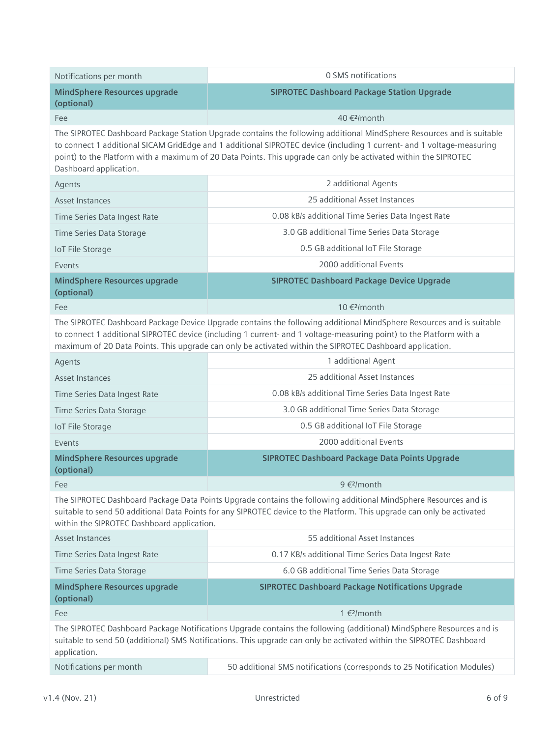| Notifications per month | 0 SMS notifications |
|---|---|
| **MindSphere Resources upgrade (optional)** | **SIPROTEC Dashboard Package Station Upgrade** |
| Fee | 40 €²/month |
| The SIPROTEC Dashboard Package Station Upgrade contains the following additional MindSphere Resources and is suitable to connect 1 additional SICAM GridEdge and 1 additional SIPROTEC device (including 1 current- and 1 voltage-measuring point) to the Platform with a maximum of 20 Data Points. This upgrade can only be activated within the SIPROTEC Dashboard application. | |
| Agents | 2 additional Agents |
| Asset Instances | 25 additional Asset Instances |
| Time Series Data Ingest Rate | 0.08 kB/s additional Time Series Data Ingest Rate |
| Time Series Data Storage | 3.0 GB additional Time Series Data Storage |
| IoT File Storage | 0.5 GB additional IoT File Storage |
| Events | 2000 additional Events |
| **MindSphere Resources upgrade (optional)** | **SIPROTEC Dashboard Package Device Upgrade** |
| Fee | 10 €²/month |
| The SIPROTEC Dashboard Package Device Upgrade contains the following additional MindSphere Resources and is suitable to connect 1 additional SIPROTEC device (including 1 current- and 1 voltage-measuring point) to the Platform with a maximum of 20 Data Points. This upgrade can only be activated within the SIPROTEC Dashboard application. | |
| Agents | 1 additional Agent |
| Asset Instances | 25 additional Asset Instances |
| Time Series Data Ingest Rate | 0.08 kB/s additional Time Series Data Ingest Rate |
| Time Series Data Storage | 3.0 GB additional Time Series Data Storage |
| IoT File Storage | 0.5 GB additional IoT File Storage |
| Events | 2000 additional Events |
| **MindSphere Resources upgrade (optional)** | **SIPROTEC Dashboard Package Data Points Upgrade** |
| Fee | 9 €²/month |
| The SIPROTEC Dashboard Package Data Points Upgrade contains the following additional MindSphere Resources and is suitable to send 50 additional Data Points for any SIPROTEC device to the Platform. This upgrade can only be activated within the SIPROTEC Dashboard application. | |
| Asset Instances | 55 additional Asset Instances |
| Time Series Data Ingest Rate | 0.17 KB/s additional Time Series Data Ingest Rate |
| Time Series Data Storage | 6.0 GB additional Time Series Data Storage |
| **MindSphere Resources upgrade (optional)** | **SIPROTEC Dashboard Package Notifications Upgrade** |
| Fee | 1 €²/month |
| The SIPROTEC Dashboard Package Notifications Upgrade contains the following (additional) MindSphere Resources and is suitable to send 50 (additional) SMS Notifications. This upgrade can only be activated within the SIPROTEC Dashboard application. | |
| Notifications per month | 50 additional SMS notifications (corresponds to 25 Notification Modules) |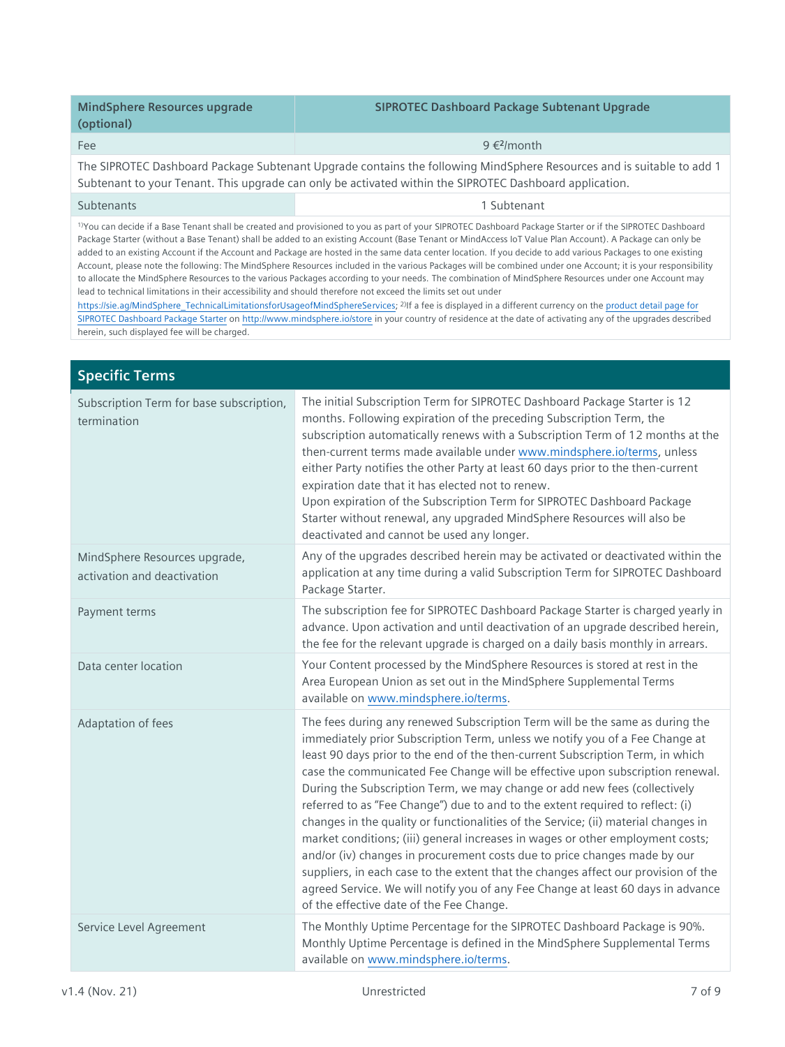| MindSphere Resources upgrade (optional) | SIPROTEC Dashboard Package Subtenant Upgrade |
|---|---|
| Fee | 9 €[2]/month |
| The SIPROTEC Dashboard Package Subtenant Upgrade contains the following MindSphere Resources and is suitable to add 1 Subtenant to your Tenant. This upgrade can only be activated within the SIPROTEC Dashboard application. | |
| Subtenants | 1 Subtenant |

[1]You can decide if a Base Tenant shall be created and provisioned to you as part of your SIPROTEC Dashboard Package Starter or if the SIPROTEC Dashboard Package Starter (without a Base Tenant) shall be added to an existing Account (Base Tenant or MindAccess IoT Value Plan Account). A Package can only be added to an existing Account if the Account and Package are hosted in the same data center location. If you decide to add various Packages to one existing Account, please note the following: The MindSphere Resources included in the various Packages will be combined under one Account; it is your responsibility to allocate the MindSphere Resources to the various Packages according to your needs. The combination of MindSphere Resources under one Account may lead to technical limitations in their accessibility and should therefore not exceed the limits set out under https://sie.ag/MindSphere_TechnicalLimitationsforUsageofMindSphereServices; [2]If a fee is displayed in a different currency on the product detail page for SIPROTEC Dashboard Package Starter on http://www.mindsphere.io/store in your country of residence at the date of activating any of the upgrades described herein, such displayed fee will be charged.

## Specific Terms

| | |
|---|---|
| Subscription Term for base subscription, termination | The initial Subscription Term for SIPROTEC Dashboard Package Starter is 12 months. Following expiration of the preceding Subscription Term, the subscription automatically renews with a Subscription Term of 12 months at the then-current terms made available under www.mindsphere.io/terms, unless either Party notifies the other Party at least 60 days prior to the then-current expiration date that it has elected not to renew. Upon expiration of the Subscription Term for SIPROTEC Dashboard Package Starter without renewal, any upgraded MindSphere Resources will also be deactivated and cannot be used any longer. |
| MindSphere Resources upgrade, activation and deactivation | Any of the upgrades described herein may be activated or deactivated within the application at any time during a valid Subscription Term for SIPROTEC Dashboard Package Starter. |
| Payment terms | The subscription fee for SIPROTEC Dashboard Package Starter is charged yearly in advance. Upon activation and until deactivation of an upgrade described herein, the fee for the relevant upgrade is charged on a daily basis monthly in arrears. |
| Data center location | Your Content processed by the MindSphere Resources is stored at rest in the Area European Union as set out in the MindSphere Supplemental Terms available on www.mindsphere.io/terms. |
| Adaptation of fees | The fees during any renewed Subscription Term will be the same as during the immediately prior Subscription Term, unless we notify you of a Fee Change at least 90 days prior to the end of the then-current Subscription Term, in which case the communicated Fee Change will be effective upon subscription renewal. During the Subscription Term, we may change or add new fees (collectively referred to as "Fee Change") due to and to the extent required to reflect: (i) changes in the quality or functionalities of the Service; (ii) material changes in market conditions; (iii) general increases in wages or other employment costs; and/or (iv) changes in procurement costs due to price changes made by our suppliers, in each case to the extent that the changes affect our provision of the agreed Service. We will notify you of any Fee Change at least 60 days in advance of the effective date of the Fee Change. |
| Service Level Agreement | The Monthly Uptime Percentage for the SIPROTEC Dashboard Package is 90%. Monthly Uptime Percentage is defined in the MindSphere Supplemental Terms available on www.mindsphere.io/terms. |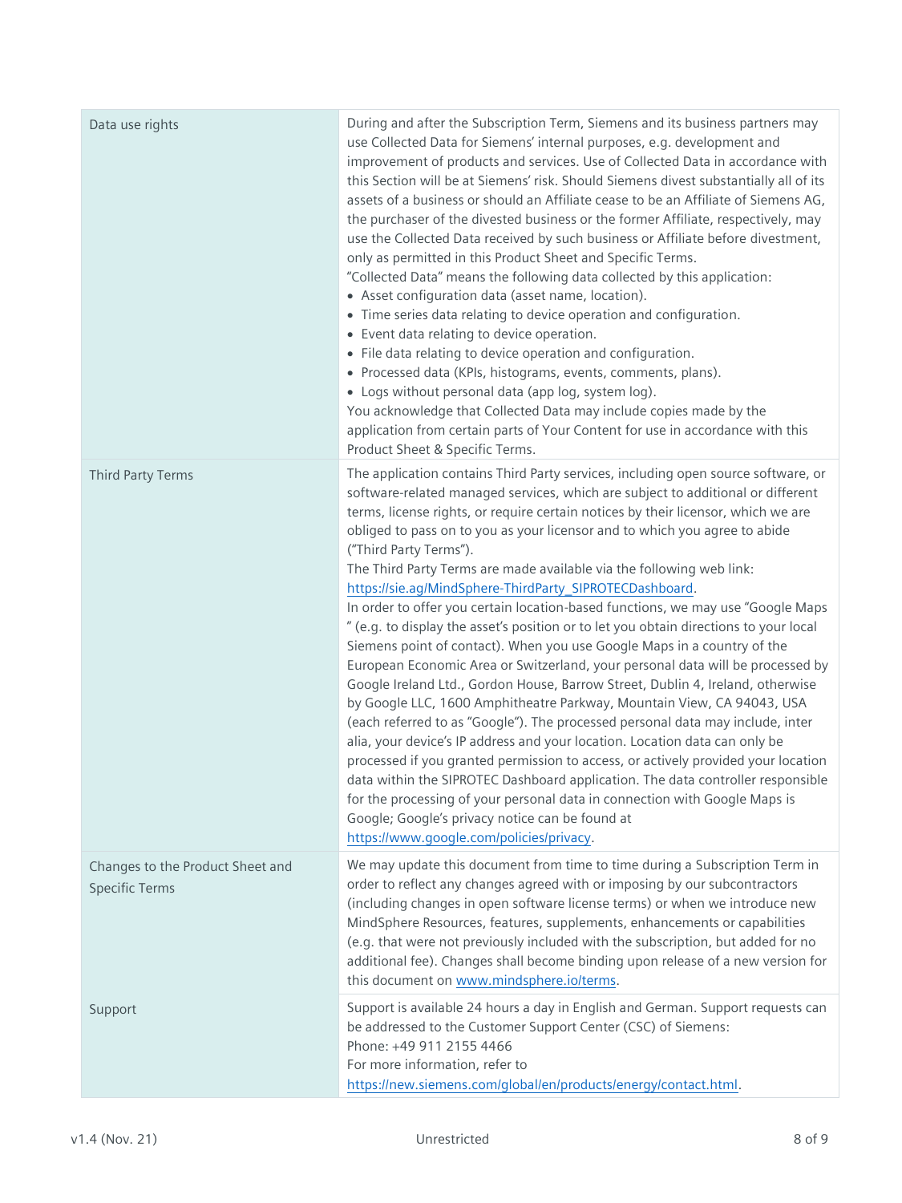| | |
|---|---|
| Data use rights | During and after the Subscription Term, Siemens and its business partners may use Collected Data for Siemens' internal purposes, e.g. development and improvement of products and services. Use of Collected Data in accordance with this Section will be at Siemens' risk. Should Siemens divest substantially all of its assets of a business or should an Affiliate cease to be an Affiliate of Siemens AG, the purchaser of the divested business or the former Affiliate, respectively, may use the Collected Data received by such business or Affiliate before divestment, only as permitted in this Product Sheet and Specific Terms.<br>"Collected Data" means the following data collected by this application:<br>• Asset configuration data (asset name, location).<br>• Time series data relating to device operation and configuration.<br>• Event data relating to device operation.<br>• File data relating to device operation and configuration.<br>• Processed data (KPIs, histograms, events, comments, plans).<br>• Logs without personal data (app log, system log).<br>You acknowledge that Collected Data may include copies made by the application from certain parts of Your Content for use in accordance with this Product Sheet & Specific Terms. |
| Third Party Terms | The application contains Third Party services, including open source software, or software-related managed services, which are subject to additional or different terms, license rights, or require certain notices by their licensor, which we are obliged to pass on to you as your licensor and to which you agree to abide ("Third Party Terms").<br>The Third Party Terms are made available via the following web link: https://sie.ag/MindSphere-ThirdParty_SIPROTECDashboard.<br>In order to offer you certain location-based functions, we may use "Google Maps " (e.g. to display the asset's position or to let you obtain directions to your local Siemens point of contact). When you use Google Maps in a country of the European Economic Area or Switzerland, your personal data will be processed by Google Ireland Ltd., Gordon House, Barrow Street, Dublin 4, Ireland, otherwise by Google LLC, 1600 Amphitheatre Parkway, Mountain View, CA 94043, USA (each referred to as "Google"). The processed personal data may include, inter alia, your device's IP address and your location. Location data can only be processed if you granted permission to access, or actively provided your location data within the SIPROTEC Dashboard application. The data controller responsible for the processing of your personal data in connection with Google Maps is Google; Google's privacy notice can be found at https://www.google.com/policies/privacy. |
| Changes to the Product Sheet and Specific Terms | We may update this document from time to time during a Subscription Term in order to reflect any changes agreed with or imposing by our subcontractors (including changes in open software license terms) or when we introduce new MindSphere Resources, features, supplements, enhancements or capabilities (e.g. that were not previously included with the subscription, but added for no additional fee). Changes shall become binding upon release of a new version for this document on www.mindsphere.io/terms. |
| Support | Support is available 24 hours a day in English and German. Support requests can be addressed to the Customer Support Center (CSC) of Siemens:<br>Phone: +49 911 2155 4466<br>For more information, refer to https://new.siemens.com/global/en/products/energy/contact.html. |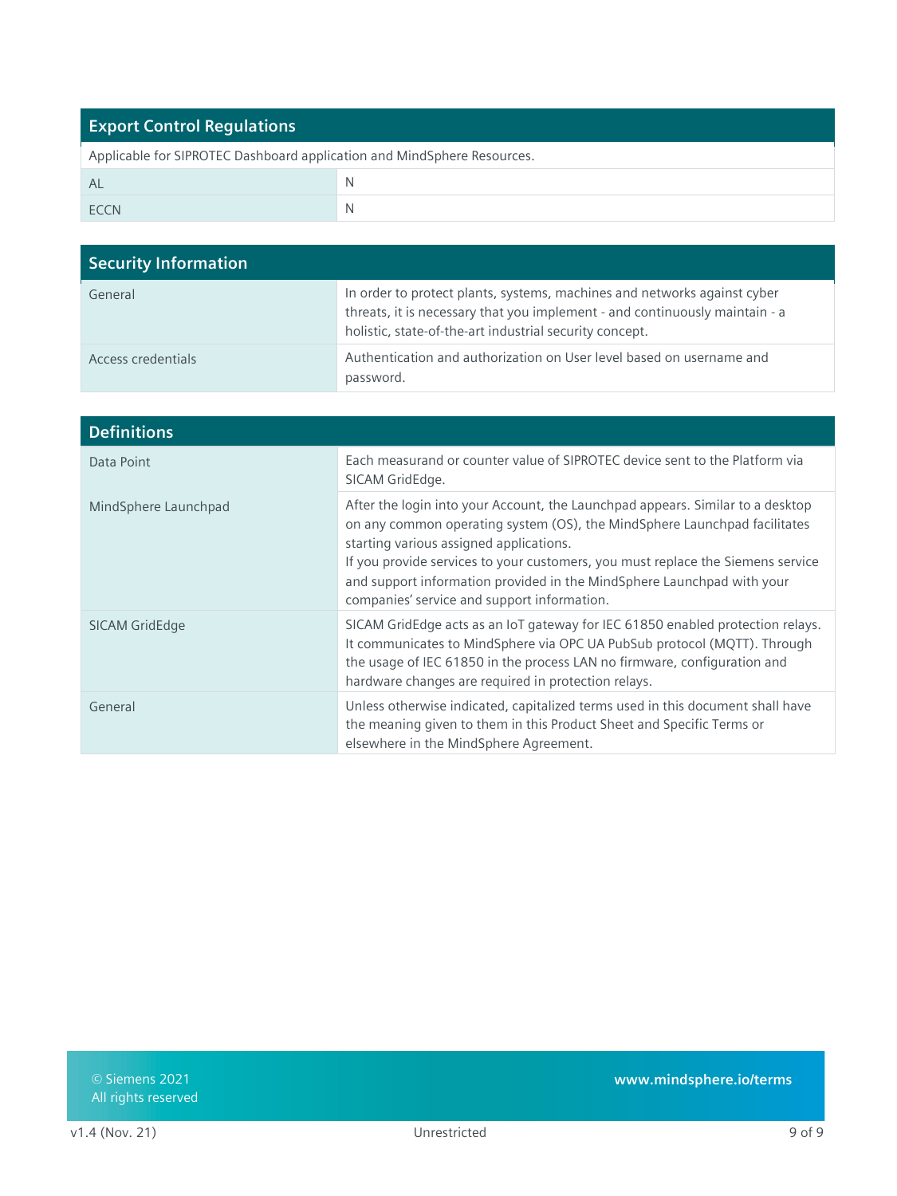## Export Control Regulations

Applicable for SIPROTEC Dashboard application and MindSphere Resources.

| | |
|---|---|
| AL | N |
| ECCN | N |

## Security Information

| | |
|---|---|
| General | In order to protect plants, systems, machines and networks against cyber threats, it is necessary that you implement - and continuously maintain - a holistic, state-of-the-art industrial security concept. |
| Access credentials | Authentication and authorization on User level based on username and password. |

## Definitions

| | |
|---|---|
| Data Point | Each measurand or counter value of SIPROTEC device sent to the Platform via SICAM GridEdge. |
| MindSphere Launchpad | After the login into your Account, the Launchpad appears. Similar to a desktop on any common operating system (OS), the MindSphere Launchpad facilitates starting various assigned applications.<br>If you provide services to your customers, you must replace the Siemens service and support information provided in the MindSphere Launchpad with your companies' service and support information. |
| SICAM GridEdge | SICAM GridEdge acts as an IoT gateway for IEC 61850 enabled protection relays. It communicates to MindSphere via OPC UA PubSub protocol (MQTT). Through the usage of IEC 61850 in the process LAN no firmware, configuration and hardware changes are required in protection relays. |
| General | Unless otherwise indicated, capitalized terms used in this document shall have the meaning given to them in this Product Sheet and Specific Terms or elsewhere in the MindSphere Agreement. |

© Siemens 2021
All rights reserved

www.mindsphere.io/terms

v1.4 (Nov. 21) Unrestricted